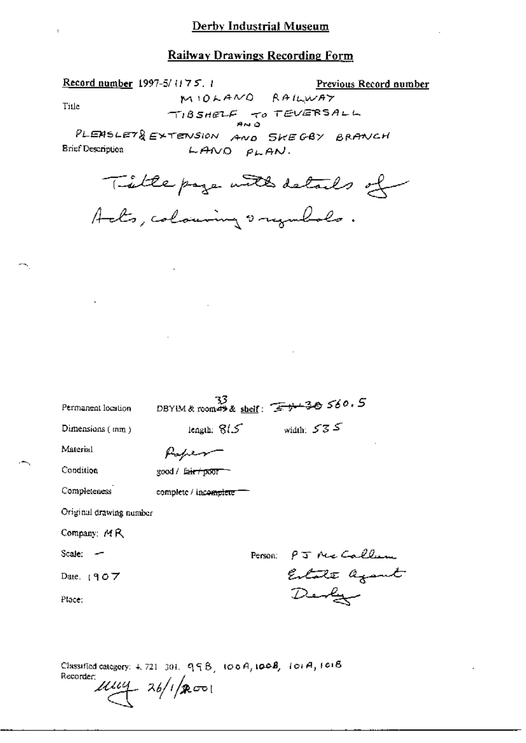# Derby Industrial Museum

## Railway Drawings Recording Form

**Record number** 1997-5/1175.1

**Previous Record number**

Title

MIDLAND RAILWAY
TIBSHELF TO TEVERSALL
AND
PLEASLEY & EXTENSION AND SKEGBY BRANCH
LAND PLAN.

Brief Description

Title page with details of Acts, colouring & symbols.

Permanent location: DBYIM & room 33 & shelf: ~~E 4-30~~ 560.5

Dimensions (mm): length: 815 width: 535

Material: Paper

Condition: good / ~~fair / poor~~

Completeness: complete / ~~incomplete~~

Original drawing number

Company: MR

Scale: –

Person: P J McCallum Estate agent Derby

Date: 1907

Place:

Classified category: 4.721.301. 99B, 100A, 100B, 101A, 101B

Recorder: [signature] 26/1/2001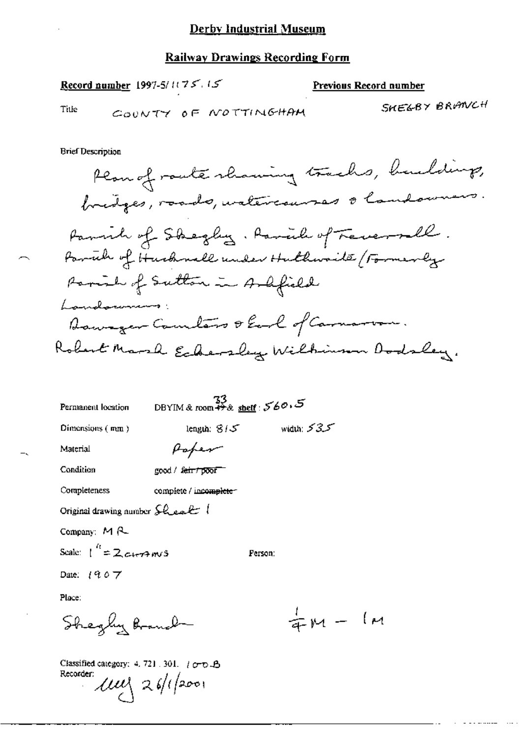# Derby Industrial Museum

## Railway Drawings Recording Form

**Record number** 1997-5/1175.15

**Previous Record number**

Title COUNTY OF NOTTINGHAM SKEGBY BRANCH

Brief Description

Plan of route showing tracks, buildings, bridges, roads, watercourses & landowners.

Parish of Skegby. Parish of Teversall.

Parish of Hucknall under Huthwaite (Formerly Parish of Sutton in Ashfield

Landowners:

Dowager Countess & Earl of Carnarvon.

Robert Marsh Eckersley Wilkinson Dodsley.

Permanent location DBYIM & room 33 & shelf: 560.5

Dimensions (mm) length: 815 width: 535

Material Paper

Condition good / ~~fair / poor~~

Completeness complete / ~~incomplete~~

Original drawing number Sheet 1

Company: MR

Scale: 1" = 2 chains

Person:

Date: 1907

Place:

Skegby Branch $\frac{1}{4}$M – 1M

Classified category: 4. 721. 301. 100B

Recorder: 26/1/2001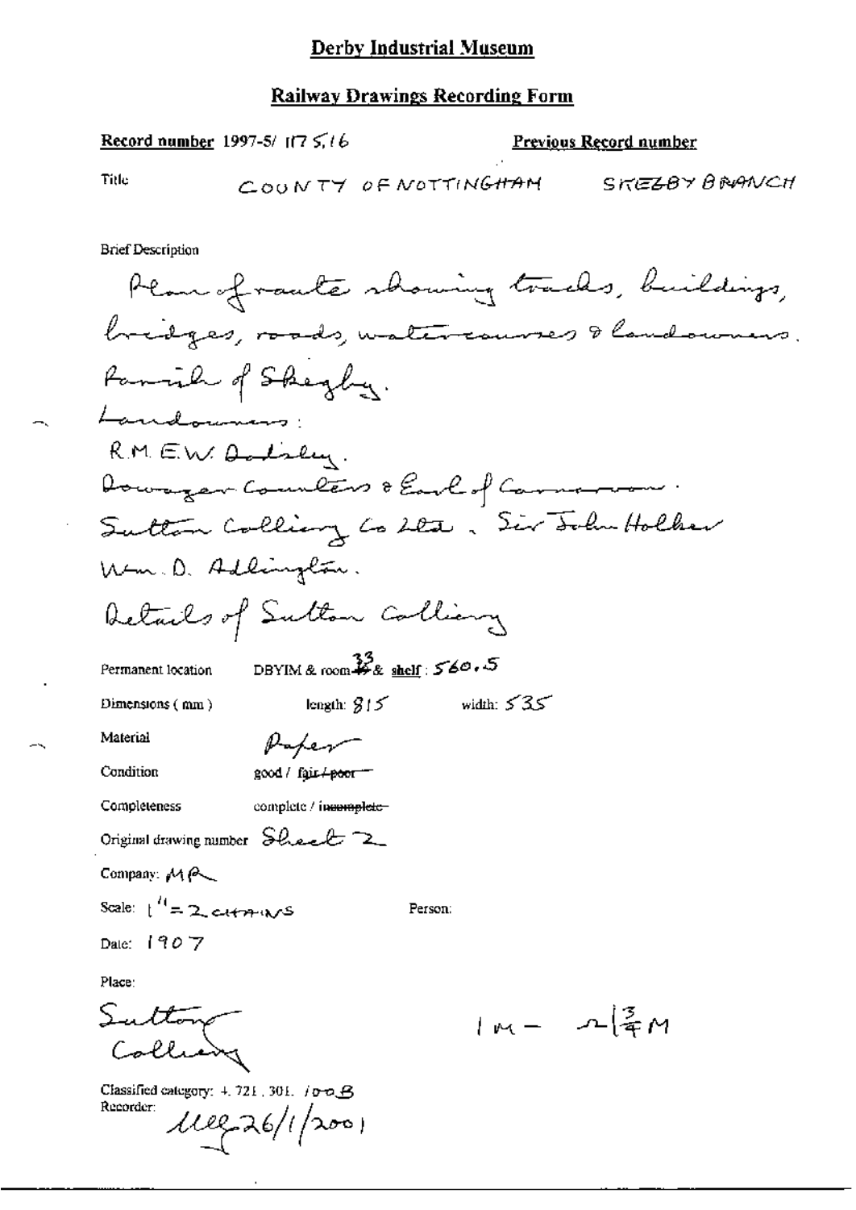# Derby Industrial Museum

## Railway Drawings Recording Form

**Record number** 1997-5/ 1175.16

**Previous Record number**

Title COUNTY OF NOTTINGHAM SKEGBY BRANCH

Brief Description

Plan of route showing tracks, buildings, bridges, roads, watercourses & landowners.
Parish of Skegby.
Landowners:
R.M.E.W. Dodsley.
Dowager Countess & Earl of Carnarvon.
Sutton Colliery Co Ltd. Sir John Holker
Wm. D. Addington.
Details of Sutton Colliery

Permanent location DBYIM & room 33 & shelf: 560.5

Dimensions (mm) length: 815 width: 535

Material Paper

Condition good / fair / ~~poor~~

Completeness complete / ~~incomplete~~

Original drawing number Sheet 2

Company: MR

Scale: 1" = 2 CHAINS

Person:

Date: 1907

Place:

Sutton Colliery

1M – 2 3/4 M

Classified category: 4. 721. 301. 100B

Recorder: MEG 26/1/2001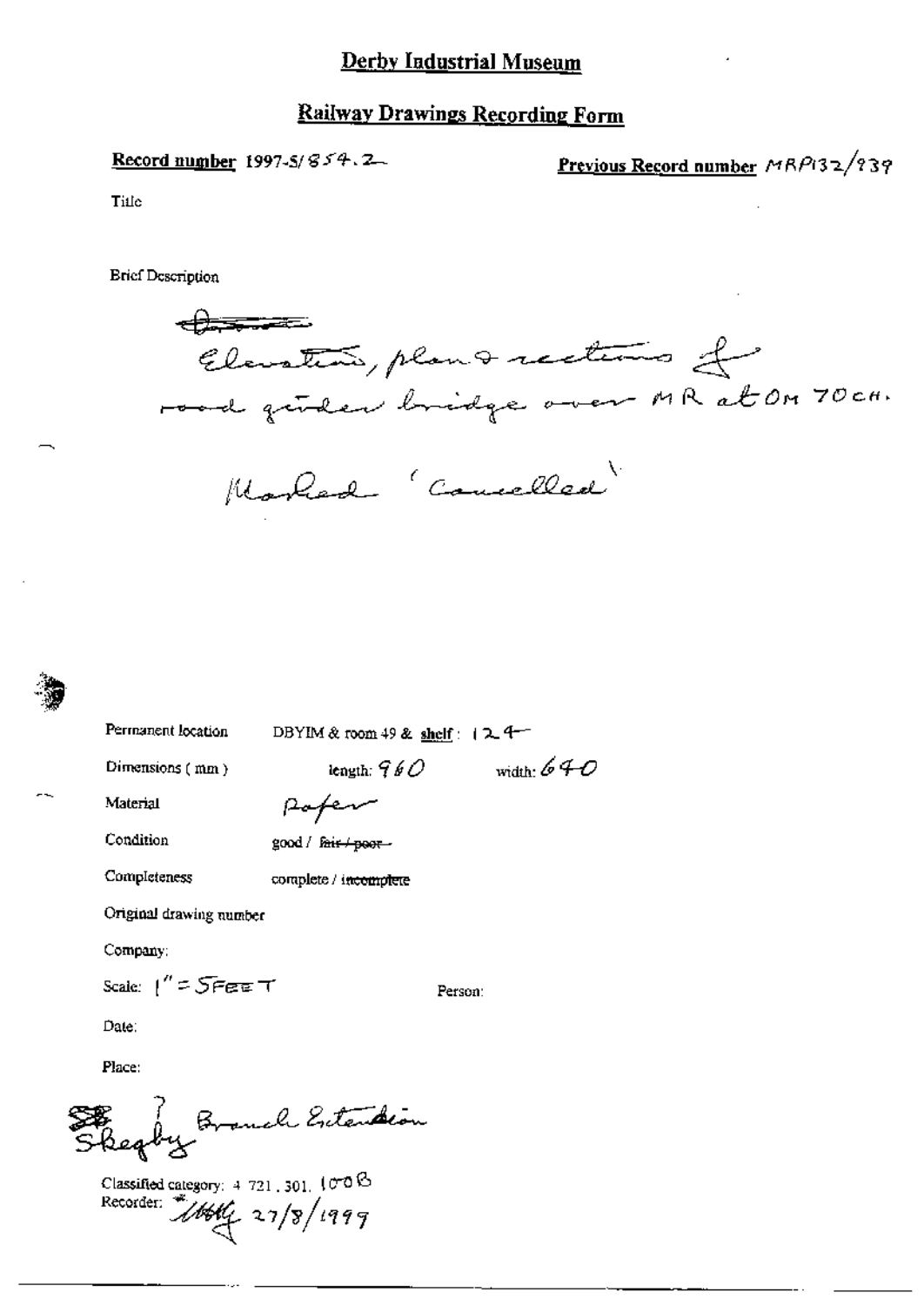# Derby Industrial Museum

## Railway Drawings Recording Form

**Record number** 1997-5/854.2

**Previous Record number** MRP132/939

Title

Brief Description

~~Drawing~~
Elevation, plan & sections of road girder bridge over MR at 0M 70CH.

Marked 'Cancelled'

Permanent location DBYIM & room 49 & shelf: 124

Dimensions (mm) length: 960 width: 640

Material Paper

Condition good / ~~fair / poor~~

Completeness complete / ~~incomplete~~

Original drawing number

Company:

Scale: 1" = 5FEET

Person:

Date:

Place:

~~Sk~~ Skegby ? Branch Extension

Classified category: 4.721.301.100B
Recorder: 27/8/1999